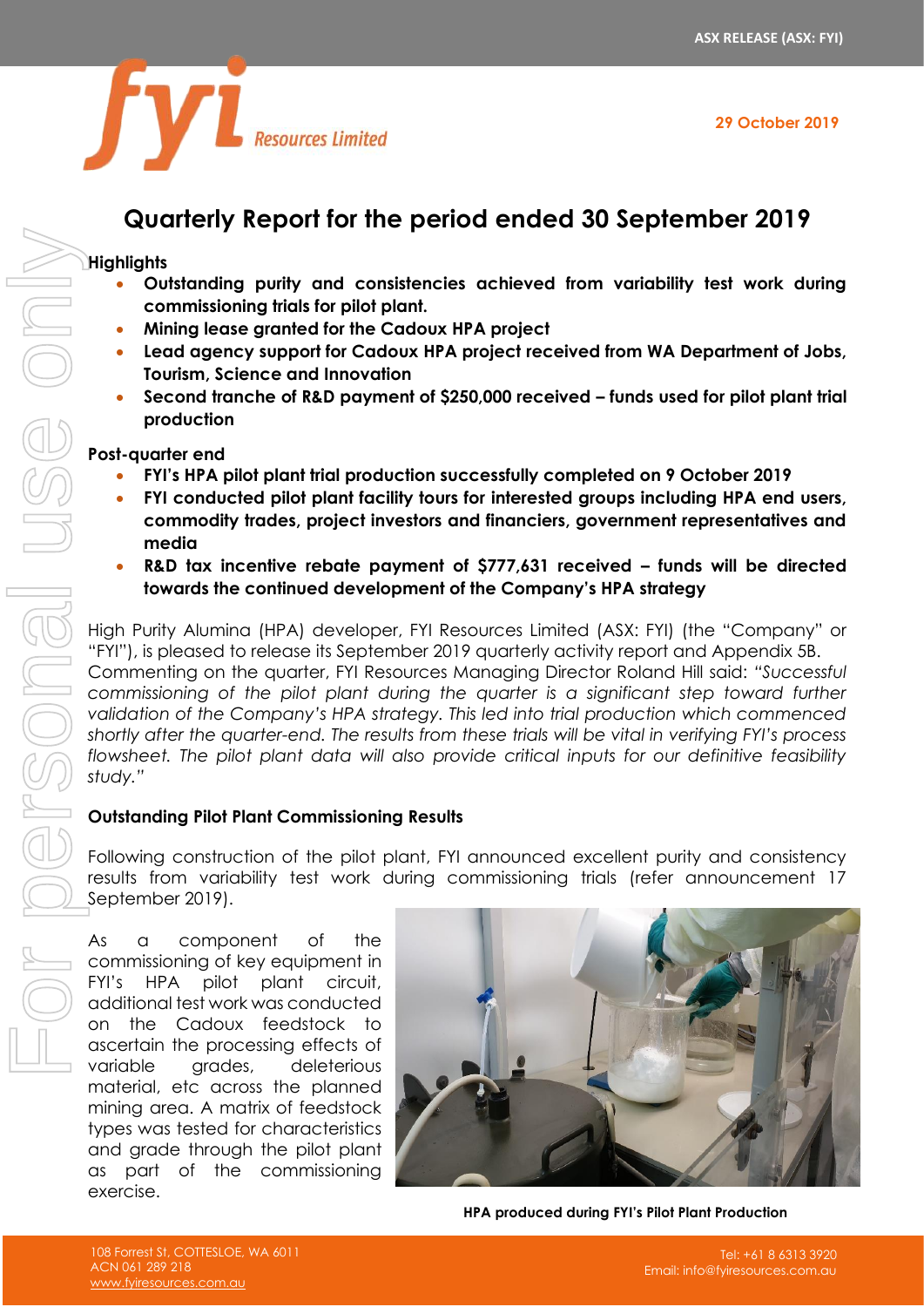29 October 2019

# Quarterly Report for the period ended 30 September 2019

**Highlights**

- **Outstanding purity and consistencies achieved from variability test work during commissioning trials for pilot plant.**
- **Mining lease granted for the Cadoux HPA project**
- **Lead agency support for Cadoux HPA project received from WA Department of Jobs, Tourism, Science and Innovation**
- **Second tranche of R&D payment of $250,000 received – funds used for pilot plant trial production**

**Post-quarter end**

- **FYI's HPA pilot plant trial production successfully completed on 9 October 2019**
- **FYI conducted pilot plant facility tours for interested groups including HPA end users, commodity trades, project investors and financiers, government representatives and media**
- **R&D tax incentive rebate payment of $777,631 received – funds will be directed towards the continued development of the Company's HPA strategy**

High Purity Alumina (HPA) developer, FYI Resources Limited (ASX: FYI) (the "Company" or "FYI"), is pleased to release its September 2019 quarterly activity report and Appendix 5B.

Commenting on the quarter, FYI Resources Managing Director Roland Hill said: *"Successful commissioning of the pilot plant during the quarter is a significant step toward further validation of the Company's HPA strategy. This led into trial production which commenced shortly after the quarter-end. The results from these trials will be vital in verifying FYI's process flowsheet. The pilot plant data will also provide critical inputs for our definitive feasibility study."*

**Outstanding Pilot Plant Commissioning Results**

Following construction of the pilot plant, FYI announced excellent purity and consistency results from variability test work during commissioning trials (refer announcement 17 September 2019).

As a component of the commissioning of key equipment in FYI's HPA pilot plant circuit, additional test work was conducted on the Cadoux feedstock to ascertain the processing effects of variable grades, deleterious material, etc across the planned mining area. A matrix of feedstock types was tested for characteristics and grade through the pilot plant as part of the commissioning exercise.

**HPA produced during FYI's Pilot Plant Production**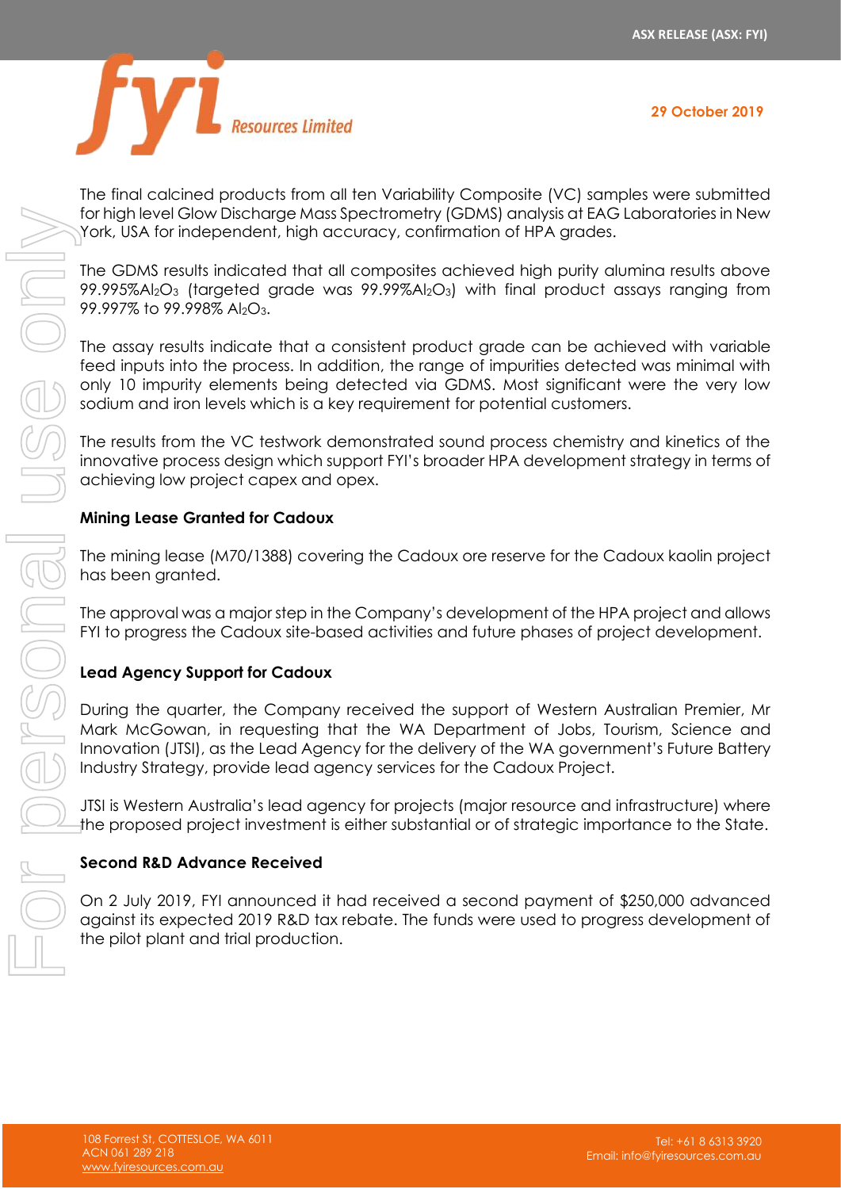The final calcined products from all ten Variability Composite (VC) samples were submitted for high level Glow Discharge Mass Spectrometry (GDMS) analysis at EAG Laboratories in New York, USA for independent, high accuracy, confirmation of HPA grades.

The GDMS results indicated that all composites achieved high purity alumina results above 99.995%$Al_2O_3$ (targeted grade was 99.99%$Al_2O_3$) with final product assays ranging from 99.997% to 99.998% $Al_2O_3$.

The assay results indicate that a consistent product grade can be achieved with variable feed inputs into the process. In addition, the range of impurities detected was minimal with only 10 impurity elements being detected via GDMS. Most significant were the very low sodium and iron levels which is a key requirement for potential customers.

The results from the VC testwork demonstrated sound process chemistry and kinetics of the innovative process design which support FYI's broader HPA development strategy in terms of achieving low project capex and opex.

**Mining Lease Granted for Cadoux**

The mining lease (M70/1388) covering the Cadoux ore reserve for the Cadoux kaolin project has been granted.

The approval was a major step in the Company's development of the HPA project and allows FYI to progress the Cadoux site-based activities and future phases of project development.

**Lead Agency Support for Cadoux**

During the quarter, the Company received the support of Western Australian Premier, Mr Mark McGowan, in requesting that the WA Department of Jobs, Tourism, Science and Innovation (JTSI), as the Lead Agency for the delivery of the WA government's Future Battery Industry Strategy, provide lead agency services for the Cadoux Project.

JTSI is Western Australia's lead agency for projects (major resource and infrastructure) where the proposed project investment is either substantial or of strategic importance to the State.

**Second R&D Advance Received**

On 2 July 2019, FYI announced it had received a second payment of $250,000 advanced against its expected 2019 R&D tax rebate. The funds were used to progress development of the pilot plant and trial production.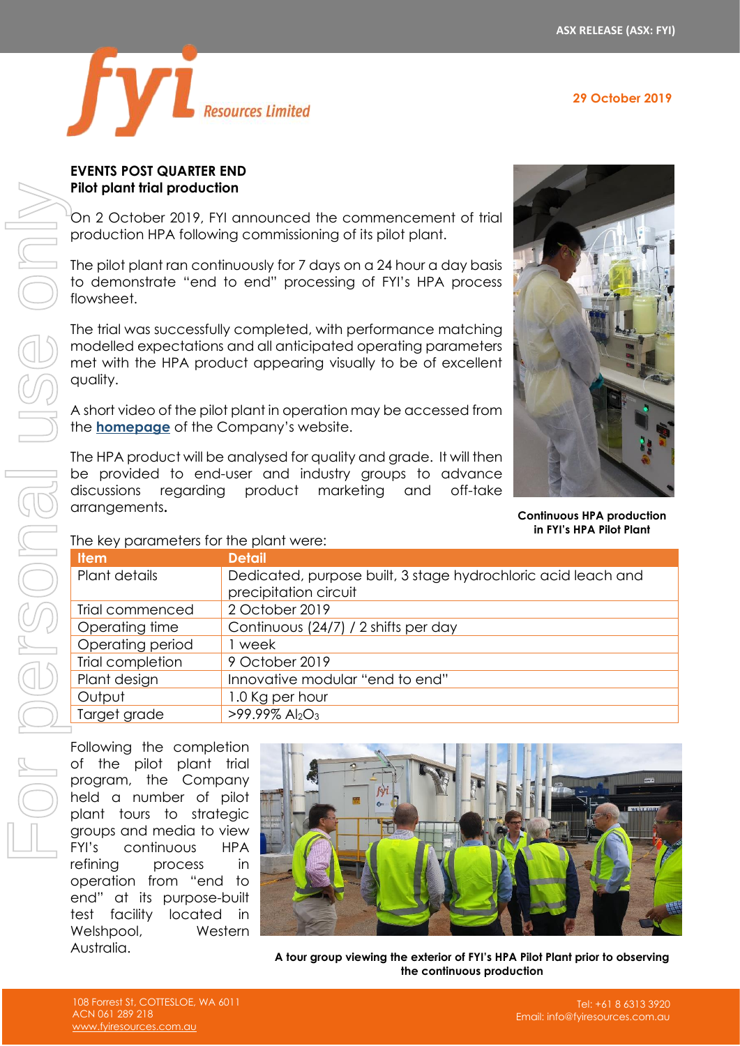## EVENTS POST QUARTER END

### Pilot plant trial production

On 2 October 2019, FYI announced the commencement of trial production HPA following commissioning of its pilot plant.

The pilot plant ran continuously for 7 days on a 24 hour a day basis to demonstrate "end to end" processing of FYI's HPA process flowsheet.

The trial was successfully completed, with performance matching modelled expectations and all anticipated operating parameters met with the HPA product appearing visually to be of excellent quality.

A short video of the pilot plant in operation may be accessed from the **homepage** of the Company's website.

The HPA product will be analysed for quality and grade. It will then be provided to end-user and industry groups to advance discussions regarding product marketing and off-take arrangements.

**Continuous HPA production in FYI's HPA Pilot Plant**

The key parameters for the plant were:

| Item | Detail |
|---|---|
| Plant details | Dedicated, purpose built, 3 stage hydrochloric acid leach and precipitation circuit |
| Trial commenced | 2 October 2019 |
| Operating time | Continuous (24/7) / 2 shifts per day |
| Operating period | 1 week |
| Trial completion | 9 October 2019 |
| Plant design | Innovative modular "end to end" |
| Output | 1.0 Kg per hour |
| Target grade | >99.99% $Al_2O_3$ |

Following the completion of the pilot plant trial program, the Company held a number of pilot plant tours to strategic groups and media to view FYI's continuous HPA refining process in operation from "end to end" at its purpose-built test facility located in Welshpool, Western Australia.

**A tour group viewing the exterior of FYI's HPA Pilot Plant prior to observing the continuous production**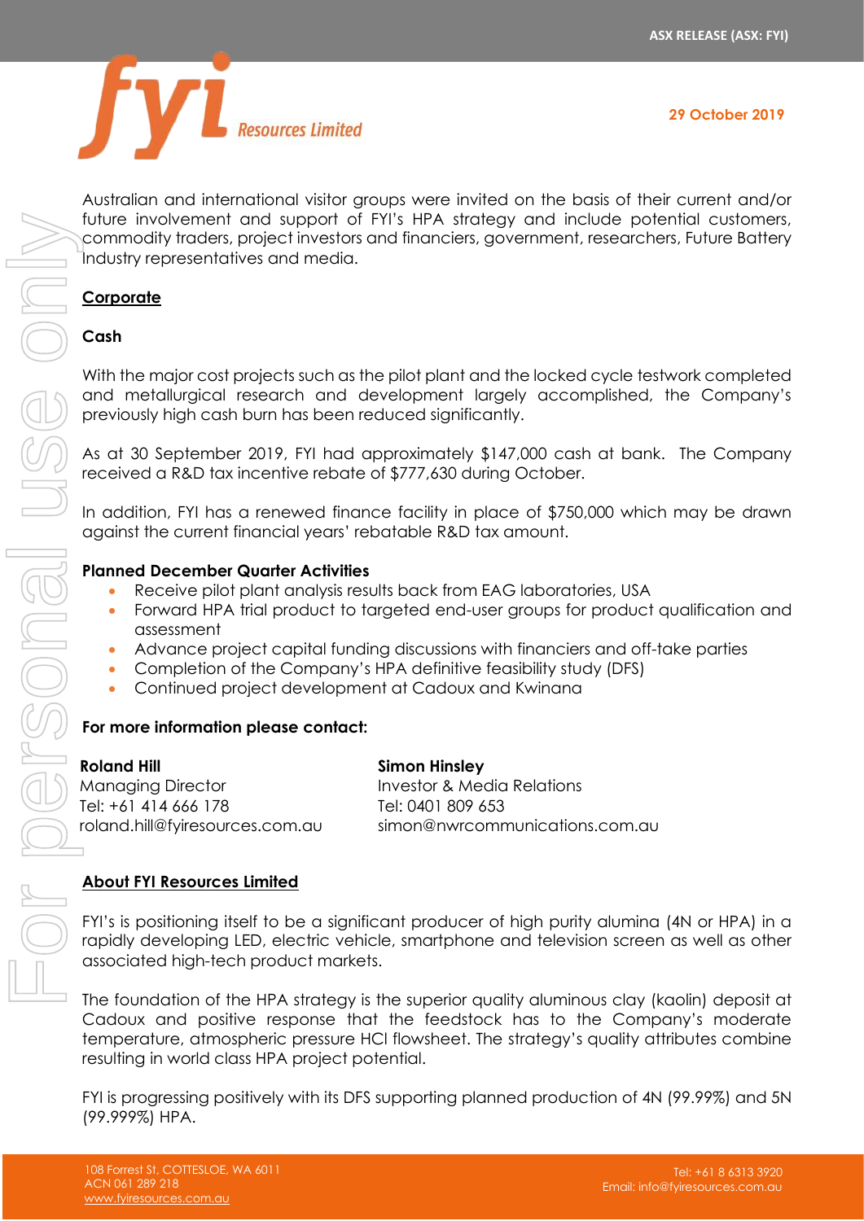Australian and international visitor groups were invited on the basis of their current and/or future involvement and support of FYI's HPA strategy and include potential customers, commodity traders, project investors and financiers, government, researchers, Future Battery Industry representatives and media.

## Corporate

### Cash

With the major cost projects such as the pilot plant and the locked cycle testwork completed and metallurgical research and development largely accomplished, the Company's previously high cash burn has been reduced significantly.

As at 30 September 2019, FYI had approximately $147,000 cash at bank. The Company received a R&D tax incentive rebate of $777,630 during October.

In addition, FYI has a renewed finance facility in place of $750,000 which may be drawn against the current financial years' rebatable R&D tax amount.

### Planned December Quarter Activities

- Receive pilot plant analysis results back from EAG laboratories, USA
- Forward HPA trial product to targeted end-user groups for product qualification and assessment
- Advance project capital funding discussions with financiers and off-take parties
- Completion of the Company's HPA definitive feasibility study (DFS)
- Continued project development at Cadoux and Kwinana

**For more information please contact:**

**Roland Hill**
Managing Director
Tel: +61 414 666 178
roland.hill@fyiresources.com.au

**Simon Hinsley**
Investor & Media Relations
Tel: 0401 809 653
simon@nwrcommunications.com.au

## About FYI Resources Limited

FYI's is positioning itself to be a significant producer of high purity alumina (4N or HPA) in a rapidly developing LED, electric vehicle, smartphone and television screen as well as other associated high-tech product markets.

The foundation of the HPA strategy is the superior quality aluminous clay (kaolin) deposit at Cadoux and positive response that the feedstock has to the Company's moderate temperature, atmospheric pressure HCl flowsheet. The strategy's quality attributes combine resulting in world class HPA project potential.

FYI is progressing positively with its DFS supporting planned production of 4N (99.99%) and 5N (99.999%) HPA.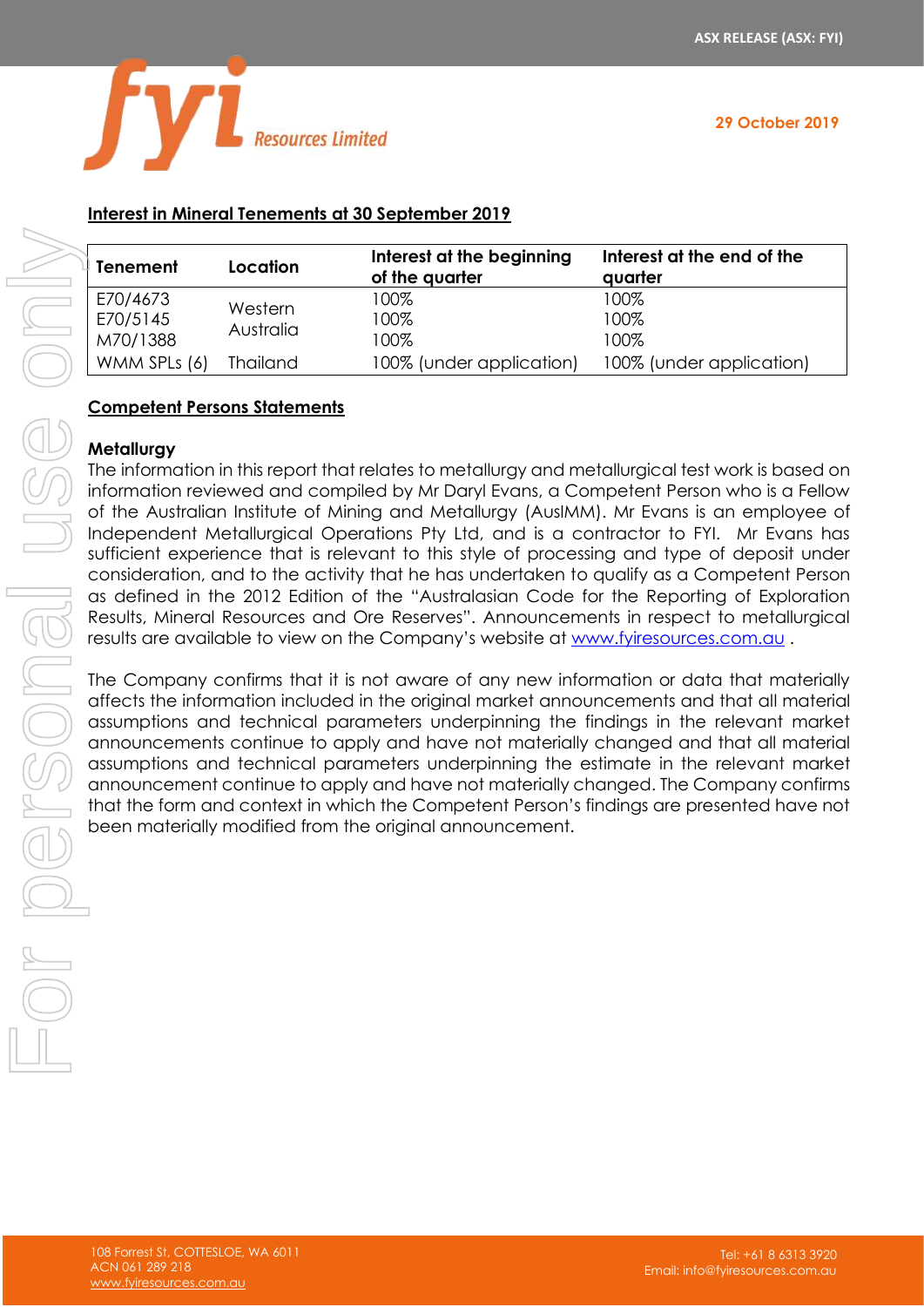## Interest in Mineral Tenements at 30 September 2019

| Tenement | Location | Interest at the beginning of the quarter | Interest at the end of the quarter |
|---|---|---|---|
| E70/4673 | Western Australia | 100% | 100% |
| E70/5145 | | 100% | 100% |
| M70/1388 | | 100% | 100% |
| WMM SPLs (6) | Thailand | 100% (under application) | 100% (under application) |

## Competent Persons Statements

### Metallurgy

The information in this report that relates to metallurgy and metallurgical test work is based on information reviewed and compiled by Mr Daryl Evans, a Competent Person who is a Fellow of the Australian Institute of Mining and Metallurgy (AusIMM). Mr Evans is an employee of Independent Metallurgical Operations Pty Ltd, and is a contractor to FYI. Mr Evans has sufficient experience that is relevant to this style of processing and type of deposit under consideration, and to the activity that he has undertaken to qualify as a Competent Person as defined in the 2012 Edition of the "Australasian Code for the Reporting of Exploration Results, Mineral Resources and Ore Reserves". Announcements in respect to metallurgical results are available to view on the Company's website at www.fyiresources.com.au .

The Company confirms that it is not aware of any new information or data that materially affects the information included in the original market announcements and that all material assumptions and technical parameters underpinning the findings in the relevant market announcements continue to apply and have not materially changed and that all material assumptions and technical parameters underpinning the estimate in the relevant market announcement continue to apply and have not materially changed. The Company confirms that the form and context in which the Competent Person's findings are presented have not been materially modified from the original announcement.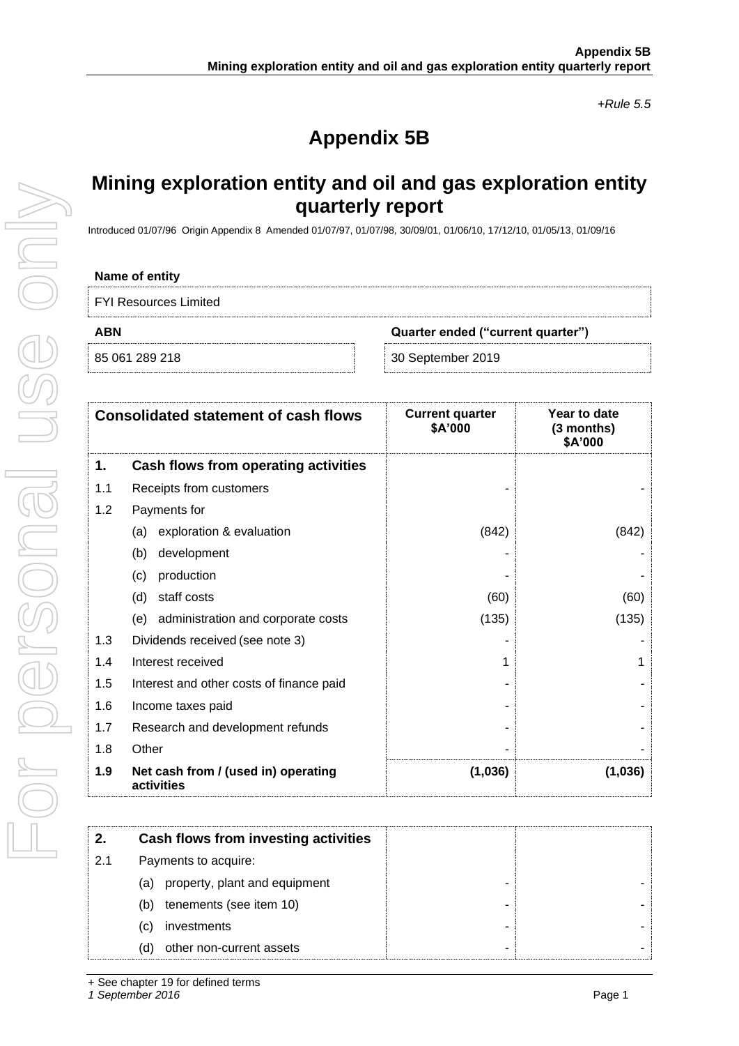*+Rule 5.5*

# Appendix 5B

## Mining exploration entity and oil and gas exploration entity quarterly report

Introduced 01/07/96 Origin Appendix 8 Amended 01/07/97, 01/07/98, 30/09/01, 01/06/10, 17/12/10, 01/05/13, 01/09/16

| Name of entity | |
|---|---|
| FYI Resources Limited | |
| **ABN** | **Quarter ended ("current quarter")** |
| 85 061 289 218 | 30 September 2019 |

| | Consolidated statement of cash flows | Current quarter $A'000 | Year to date (3 months) $A'000 |
|---|---|---|---|
| **1.** | **Cash flows from operating activities** | | |
| 1.1 | Receipts from customers | - | - |
| 1.2 | Payments for | | |
| | (a) exploration & evaluation | (842) | (842) |
| | (b) development | - | - |
| | (c) production | - | - |
| | (d) staff costs | (60) | (60) |
| | (e) administration and corporate costs | (135) | (135) |
| 1.3 | Dividends received (see note 3) | - | - |
| 1.4 | Interest received | 1 | 1 |
| 1.5 | Interest and other costs of finance paid | - | - |
| 1.6 | Income taxes paid | - | - |
| 1.7 | Research and development refunds | - | - |
| 1.8 | Other | - | - |
| **1.9** | **Net cash from / (used in) operating activities** | **(1,036)** | **(1,036)** |

| | | | |
|---|---|---|---|
| **2.** | **Cash flows from investing activities** | | |
| 2.1 | Payments to acquire: | | |
| | (a) property, plant and equipment | - | - |
| | (b) tenements (see item 10) | - | - |
| | (c) investments | - | - |
| | (d) other non-current assets | - | - |

+ See chapter 19 for defined terms
*1 September 2016*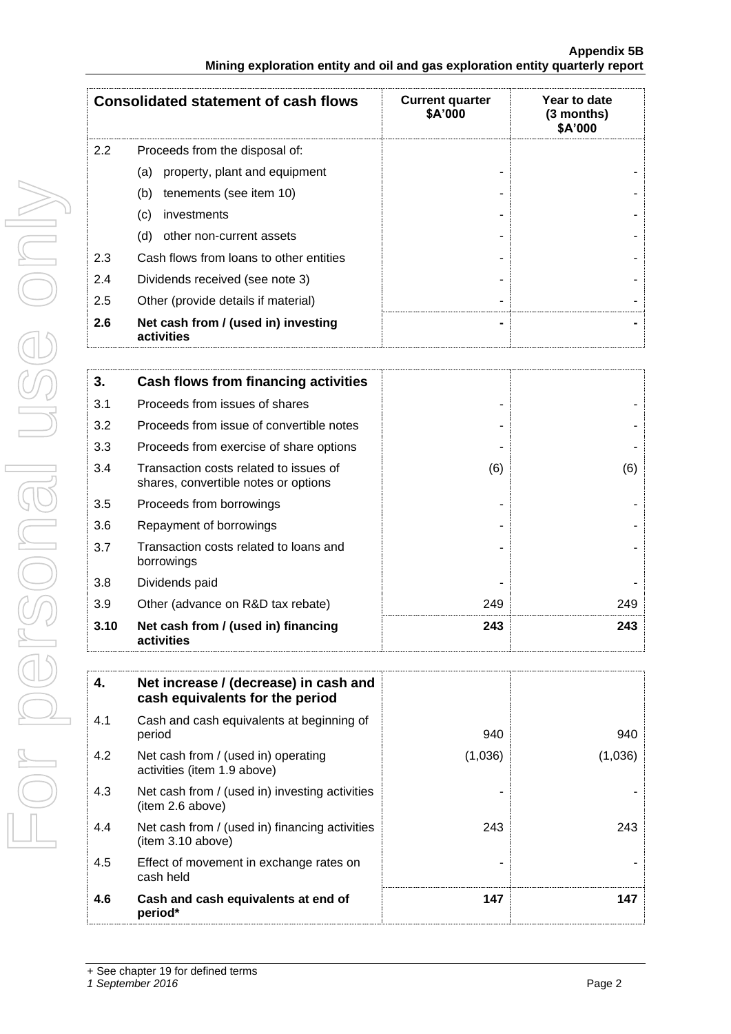| Consolidated statement of cash flows | | Current quarter $A'000 | Year to date (3 months) $A'000 |
|---|---|---|---|
| 2.2 | Proceeds from the disposal of: | | |
| | (a) property, plant and equipment | - | - |
| | (b) tenements (see item 10) | - | - |
| | (c) investments | - | - |
| | (d) other non-current assets | - | - |
| 2.3 | Cash flows from loans to other entities | - | - |
| 2.4 | Dividends received (see note 3) | - | - |
| 2.5 | Other (provide details if material) | - | - |
| **2.6** | **Net cash from / (used in) investing activities** | **-** | **-** |

| **3.** | **Cash flows from financing activities** | | |
|---|---|---|---|
| 3.1 | Proceeds from issues of shares | - | - |
| 3.2 | Proceeds from issue of convertible notes | - | - |
| 3.3 | Proceeds from exercise of share options | - | - |
| 3.4 | Transaction costs related to issues of shares, convertible notes or options | (6) | (6) |
| 3.5 | Proceeds from borrowings | - | - |
| 3.6 | Repayment of borrowings | - | - |
| 3.7 | Transaction costs related to loans and borrowings | - | - |
| 3.8 | Dividends paid | - | - |
| 3.9 | Other (advance on R&D tax rebate) | 249 | 249 |
| **3.10** | **Net cash from / (used in) financing activities** | **243** | **243** |

| **4.** | **Net increase / (decrease) in cash and cash equivalents for the period** | | |
|---|---|---|---|
| 4.1 | Cash and cash equivalents at beginning of period | 940 | 940 |
| 4.2 | Net cash from / (used in) operating activities (item 1.9 above) | (1,036) | (1,036) |
| 4.3 | Net cash from / (used in) investing activities (item 2.6 above) | - | - |
| 4.4 | Net cash from / (used in) financing activities (item 3.10 above) | 243 | 243 |
| 4.5 | Effect of movement in exchange rates on cash held | - | - |
| **4.6** | **Cash and cash equivalents at end of period*** | **147** | **147** |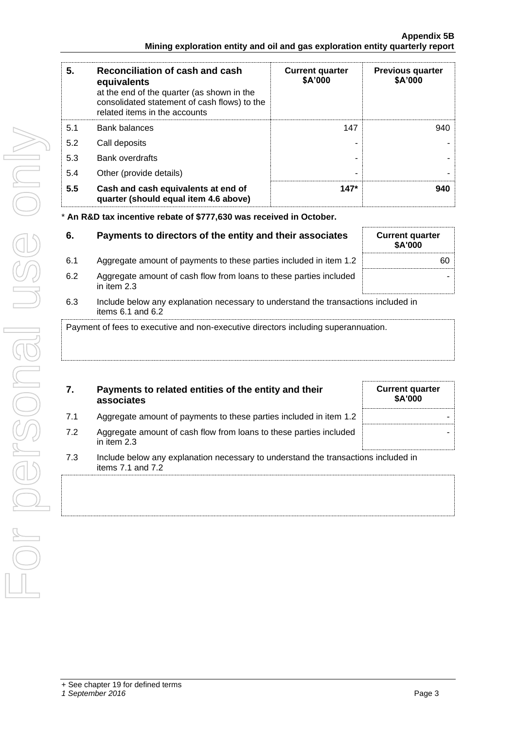| 5. | Reconciliation of cash and cash equivalents at the end of the quarter (as shown in the consolidated statement of cash flows) to the related items in the accounts | Current quarter $A'000 | Previous quarter $A'000 |
|---|---|---|---|
| 5.1 | Bank balances | 147 | 940 |
| 5.2 | Call deposits | - | - |
| 5.3 | Bank overdrafts | - | - |
| 5.4 | Other (provide details) | - | - |
| **5.5** | **Cash and cash equivalents at end of quarter (should equal item 4.6 above)** | **147*** | **940** |

* **An R&D tax incentive rebate of $777,630 was received in October.**

| 6. | Payments to directors of the entity and their associates | Current quarter $A'000 |
|---|---|---|
| 6.1 | Aggregate amount of payments to these parties included in item 1.2 | 60 |
| 6.2 | Aggregate amount of cash flow from loans to these parties included in item 2.3 | - |

6.3 Include below any explanation necessary to understand the transactions included in items 6.1 and 6.2

Payment of fees to executive and non-executive directors including superannuation.

| 7. | Payments to related entities of the entity and their associates | Current quarter $A'000 |
|---|---|---|
| 7.1 | Aggregate amount of payments to these parties included in item 1.2 | - |
| 7.2 | Aggregate amount of cash flow from loans to these parties included in item 2.3 | - |

7.3 Include below any explanation necessary to understand the transactions included in items 7.1 and 7.2

+ See chapter 19 for defined terms

*1 September 2016*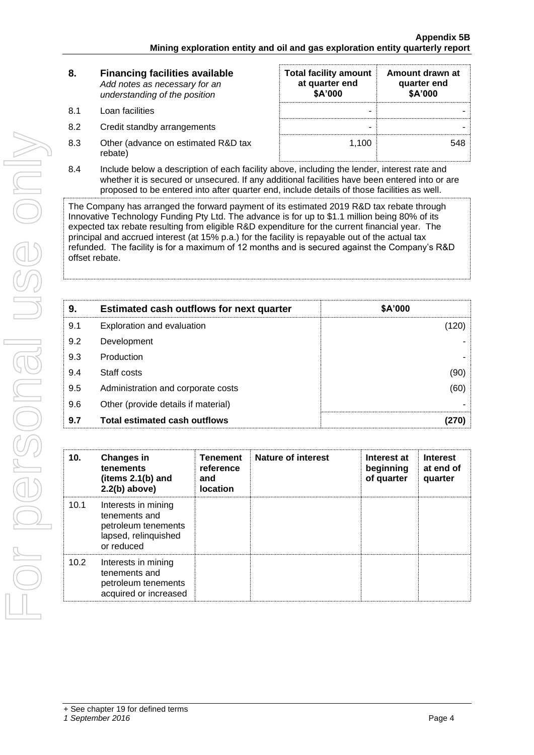| 8. | Financing facilities available *Add notes as necessary for an understanding of the position* | Total facility amount at quarter end $A'000 | Amount drawn at quarter end $A'000 |
|---|---|---|---|
| 8.1 | Loan facilities | - | - |
| 8.2 | Credit standby arrangements | - | - |
| 8.3 | Other (advance on estimated R&D tax rebate) | 1,100 | 548 |

8.4 Include below a description of each facility above, including the lender, interest rate and whether it is secured or unsecured. If any additional facilities have been entered into or are proposed to be entered into after quarter end, include details of those facilities as well.

The Company has arranged the forward payment of its estimated 2019 R&D tax rebate through Innovative Technology Funding Pty Ltd. The advance is for up to $1.1 million being 80% of its expected tax rebate resulting from eligible R&D expenditure for the current financial year. The principal and accrued interest (at 15% p.a.) for the facility is repayable out of the actual tax refunded. The facility is for a maximum of 12 months and is secured against the Company's R&D offset rebate.

| 9. | Estimated cash outflows for next quarter | $A'000 |
|---|---|---|
| 9.1 | Exploration and evaluation | (120) |
| 9.2 | Development | - |
| 9.3 | Production | - |
| 9.4 | Staff costs | (90) |
| 9.5 | Administration and corporate costs | (60) |
| 9.6 | Other (provide details if material) | - |
| **9.7** | **Total estimated cash outflows** | **(270)** |

| 10. | Changes in tenements (items 2.1(b) and 2.2(b) above) | Tenement reference and location | Nature of interest | Interest at beginning of quarter | Interest at end of quarter |
|---|---|---|---|---|---|
| 10.1 | Interests in mining tenements and petroleum tenements lapsed, relinquished or reduced | | | | |
| 10.2 | Interests in mining tenements and petroleum tenements acquired or increased | | | | |

+ See chapter 19 for defined terms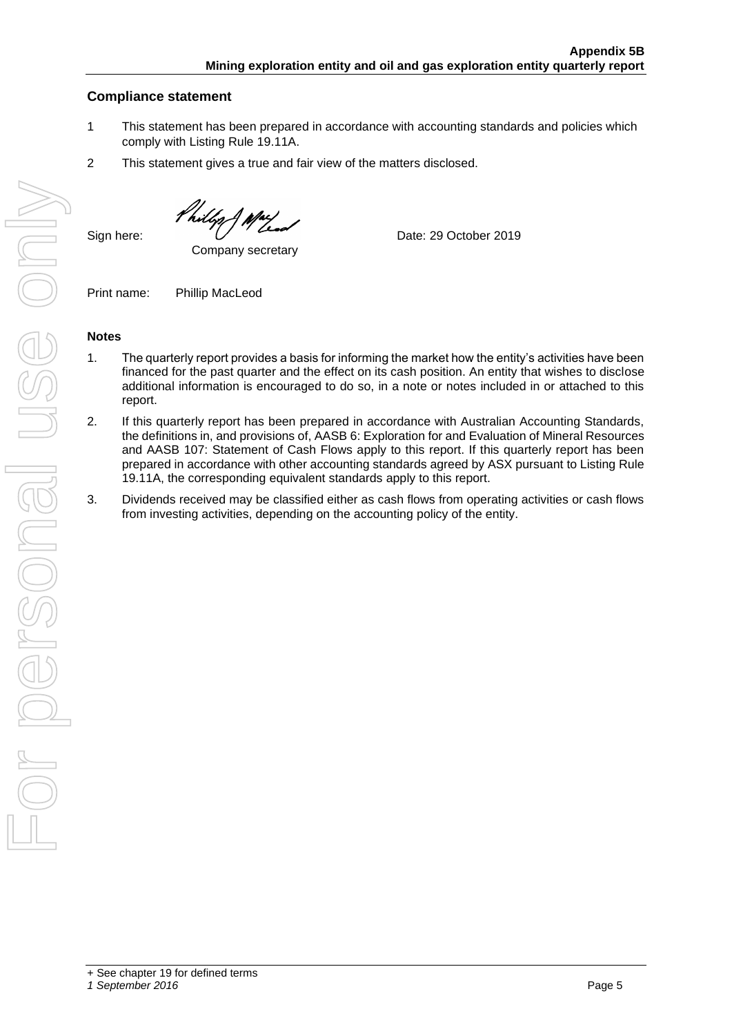## Compliance statement

1 This statement has been prepared in accordance with accounting standards and policies which comply with Listing Rule 19.11A.

2 This statement gives a true and fair view of the matters disclosed.

Sign here: Company secretary Date: 29 October 2019

Print name: Phillip MacLeod

### Notes

1. The quarterly report provides a basis for informing the market how the entity's activities have been financed for the past quarter and the effect on its cash position. An entity that wishes to disclose additional information is encouraged to do so, in a note or notes included in or attached to this report.
2. If this quarterly report has been prepared in accordance with Australian Accounting Standards, the definitions in, and provisions of, AASB 6: Exploration for and Evaluation of Mineral Resources and AASB 107: Statement of Cash Flows apply to this report. If this quarterly report has been prepared in accordance with other accounting standards agreed by ASX pursuant to Listing Rule 19.11A, the corresponding equivalent standards apply to this report.
3. Dividends received may be classified either as cash flows from operating activities or cash flows from investing activities, depending on the accounting policy of the entity.